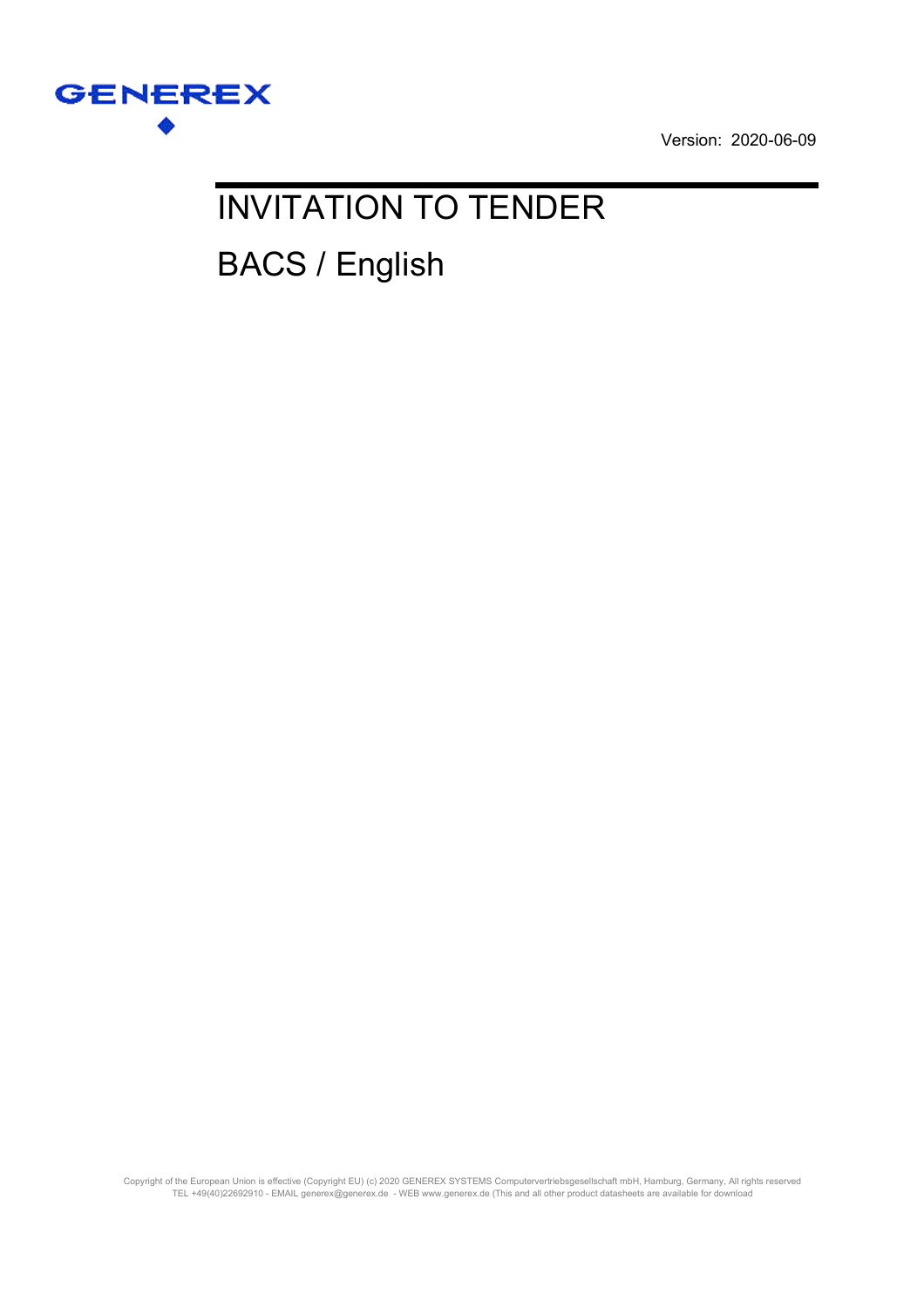GENEREX

Version: 2020-06-09

# INVITATION TO TENDER

## BACS / English

Copyright of the European Union is effective (Copyright EU) (c) 2020 GENEREX SYSTEMS Computervertriebsgesellschaft mbH, Hamburg, Germany, All rights reserved
TEL +49(40)22692910 - EMAIL generex@generex.de - WEB www.generex.de (This and all other product datasheets are available for download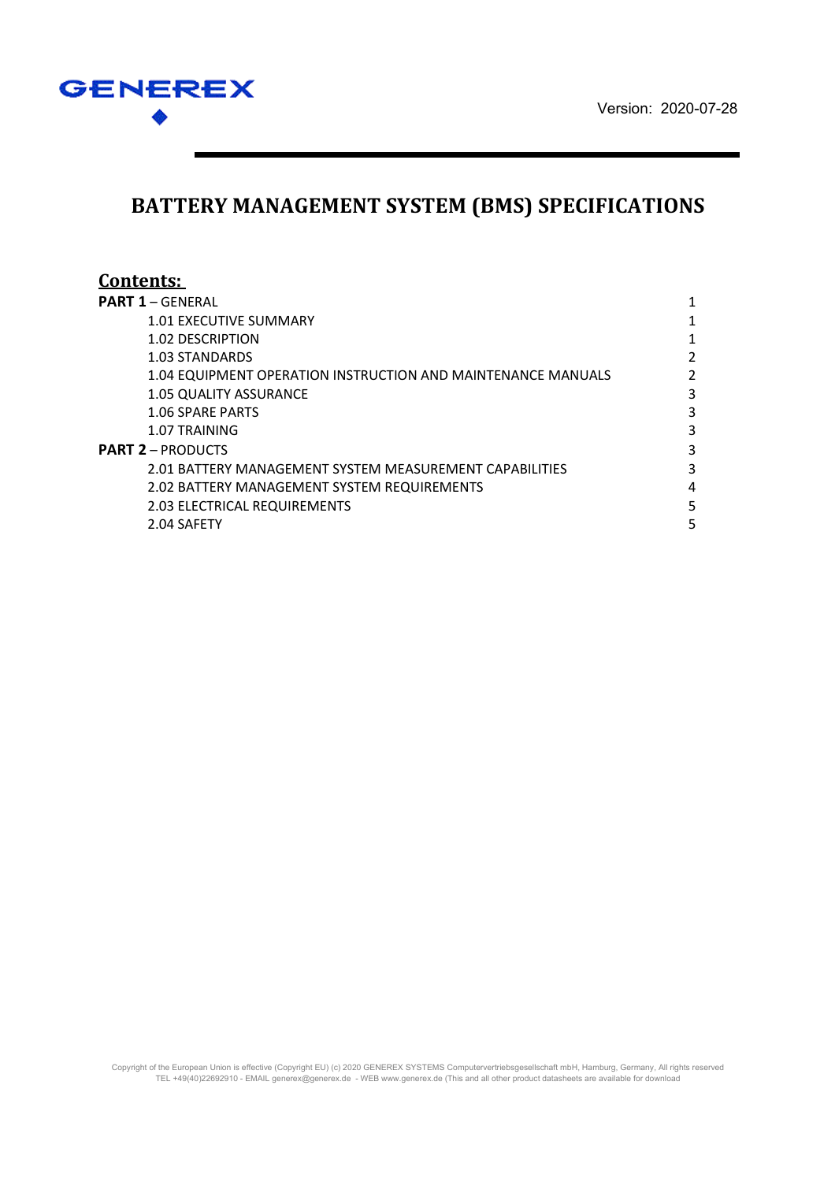Version: 2020-07-28

# BATTERY MANAGEMENT SYSTEM (BMS) SPECIFICATIONS

## Contents:

| | |
|---|---|
| **PART 1** – GENERAL | 1 |
| 1.01 EXECUTIVE SUMMARY | 1 |
| 1.02 DESCRIPTION | 1 |
| 1.03 STANDARDS | 2 |
| 1.04 EQUIPMENT OPERATION INSTRUCTION AND MAINTENANCE MANUALS | 2 |
| 1.05 QUALITY ASSURANCE | 3 |
| 1.06 SPARE PARTS | 3 |
| 1.07 TRAINING | 3 |
| **PART 2** – PRODUCTS | 3 |
| 2.01 BATTERY MANAGEMENT SYSTEM MEASUREMENT CAPABILITIES | 3 |
| 2.02 BATTERY MANAGEMENT SYSTEM REQUIREMENTS | 4 |
| 2.03 ELECTRICAL REQUIREMENTS | 5 |
| 2.04 SAFETY | 5 |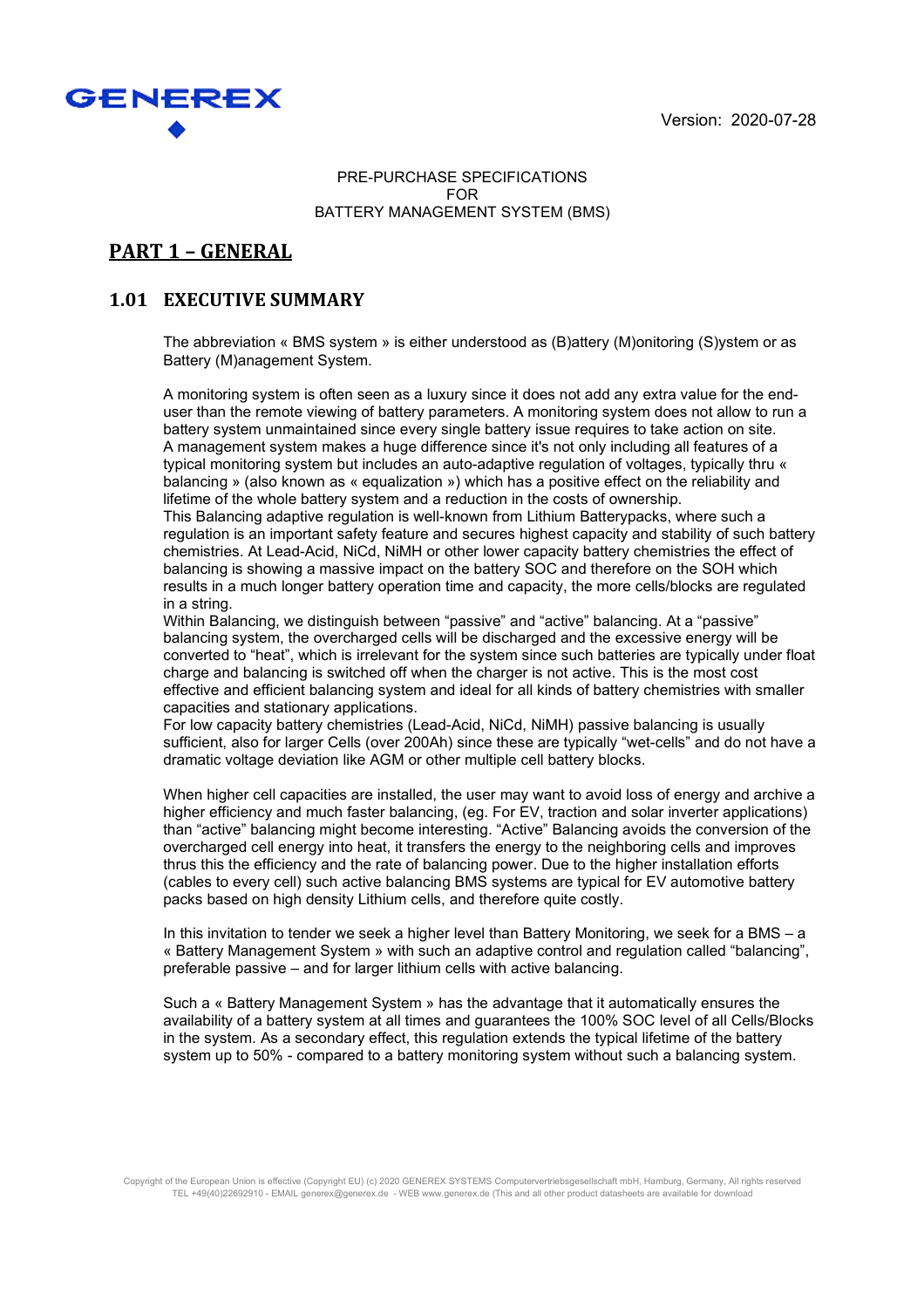Version: 2020-07-28

PRE-PURCHASE SPECIFICATIONS
FOR
BATTERY MANAGEMENT SYSTEM (BMS)

# PART 1 – GENERAL

## 1.01 EXECUTIVE SUMMARY

The abbreviation « BMS system » is either understood as (B)attery (M)onitoring (S)ystem or as Battery (M)anagement System.

A monitoring system is often seen as a luxury since it does not add any extra value for the end-user than the remote viewing of battery parameters. A monitoring system does not allow to run a battery system unmaintained since every single battery issue requires to take action on site.
A management system makes a huge difference since it's not only including all features of a typical monitoring system but includes an auto-adaptive regulation of voltages, typically thru « balancing » (also known as « equalization ») which has a positive effect on the reliability and lifetime of the whole battery system and a reduction in the costs of ownership.
This Balancing adaptive regulation is well-known from Lithium Batterypacks, where such a regulation is an important safety feature and secures highest capacity and stability of such battery chemistries. At Lead-Acid, NiCd, NiMH or other lower capacity battery chemistries the effect of balancing is showing a massive impact on the battery SOC and therefore on the SOH which results in a much longer battery operation time and capacity, the more cells/blocks are regulated in a string.
Within Balancing, we distinguish between “passive” and “active” balancing. At a “passive” balancing system, the overcharged cells will be discharged and the excessive energy will be converted to “heat”, which is irrelevant for the system since such batteries are typically under float charge and balancing is switched off when the charger is not active. This is the most cost effective and efficient balancing system and ideal for all kinds of battery chemistries with smaller capacities and stationary applications.
For low capacity battery chemistries (Lead-Acid, NiCd, NiMH) passive balancing is usually sufficient, also for larger Cells (over 200Ah) since these are typically “wet-cells” and do not have a dramatic voltage deviation like AGM or other multiple cell battery blocks.

When higher cell capacities are installed, the user may want to avoid loss of energy and archive a higher efficiency and much faster balancing, (eg. For EV, traction and solar inverter applications) than “active” balancing might become interesting. “Active” Balancing avoids the conversion of the overcharged cell energy into heat, it transfers the energy to the neighboring cells and improves thrus this the efficiency and the rate of balancing power. Due to the higher installation efforts (cables to every cell) such active balancing BMS systems are typical for EV automotive battery packs based on high density Lithium cells, and therefore quite costly.

In this invitation to tender we seek a higher level than Battery Monitoring, we seek for a BMS – a « Battery Management System » with such an adaptive control and regulation called “balancing”, preferable passive – and for larger lithium cells with active balancing.

Such a « Battery Management System » has the advantage that it automatically ensures the availability of a battery system at all times and guarantees the 100% SOC level of all Cells/Blocks in the system. As a secondary effect, this regulation extends the typical lifetime of the battery system up to 50% - compared to a battery monitoring system without such a balancing system.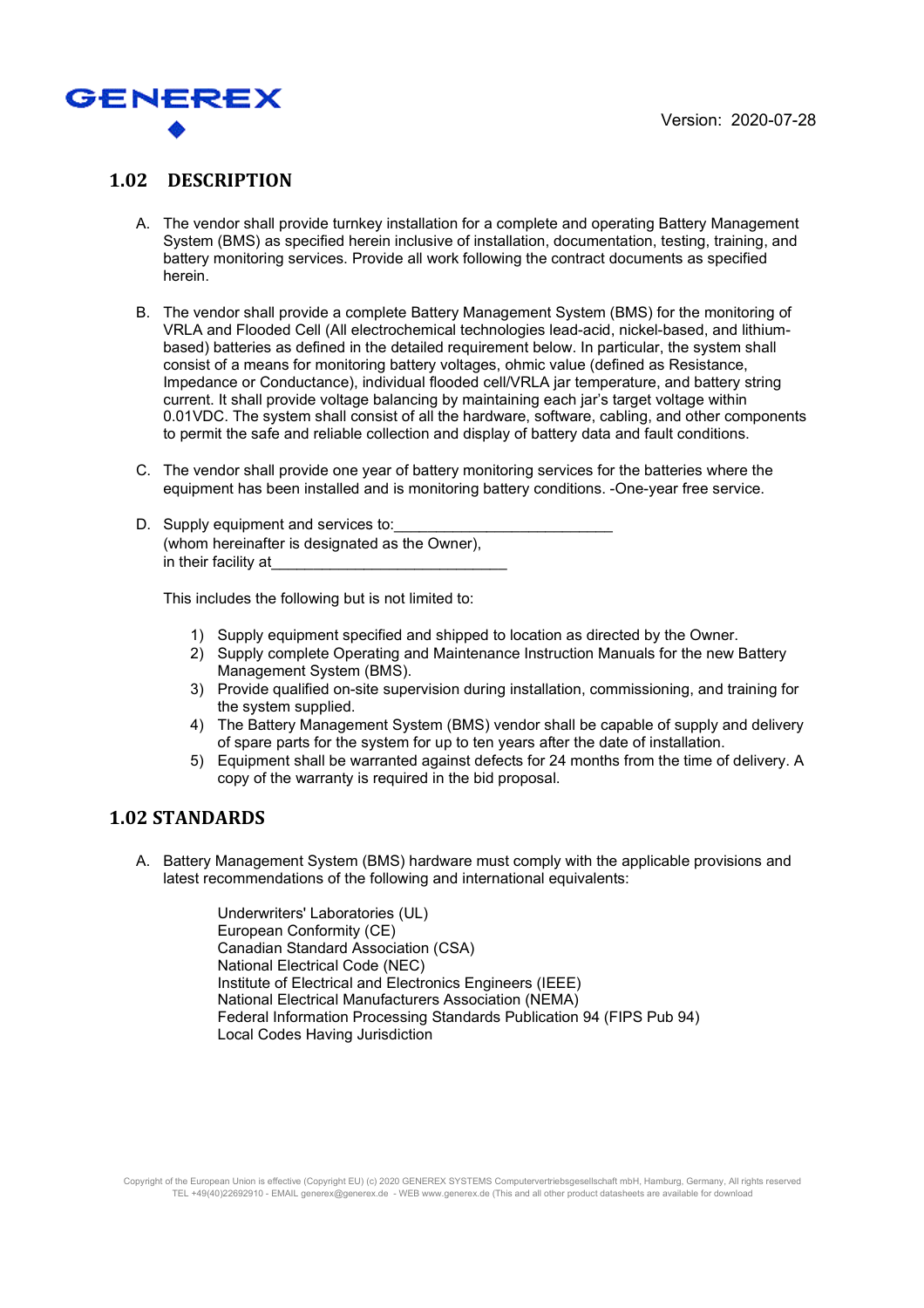## 1.02 DESCRIPTION

A. The vendor shall provide turnkey installation for a complete and operating Battery Management System (BMS) as specified herein inclusive of installation, documentation, testing, training, and battery monitoring services. Provide all work following the contract documents as specified herein.

B. The vendor shall provide a complete Battery Management System (BMS) for the monitoring of VRLA and Flooded Cell (All electrochemical technologies lead-acid, nickel-based, and lithium-based) batteries as defined in the detailed requirement below. In particular, the system shall consist of a means for monitoring battery voltages, ohmic value (defined as Resistance, Impedance or Conductance), individual flooded cell/VRLA jar temperature, and battery string current. It shall provide voltage balancing by maintaining each jar's target voltage within 0.01VDC. The system shall consist of all the hardware, software, cabling, and other components to permit the safe and reliable collection and display of battery data and fault conditions.

C. The vendor shall provide one year of battery monitoring services for the batteries where the equipment has been installed and is monitoring battery conditions. -One-year free service.

D. Supply equipment and services to:__________________________
(whom hereinafter is designated as the Owner),
in their facility at____________________________

This includes the following but is not limited to:

1) Supply equipment specified and shipped to location as directed by the Owner.
2) Supply complete Operating and Maintenance Instruction Manuals for the new Battery Management System (BMS).
3) Provide qualified on-site supervision during installation, commissioning, and training for the system supplied.
4) The Battery Management System (BMS) vendor shall be capable of supply and delivery of spare parts for the system for up to ten years after the date of installation.
5) Equipment shall be warranted against defects for 24 months from the time of delivery. A copy of the warranty is required in the bid proposal.

## 1.02 STANDARDS

A. Battery Management System (BMS) hardware must comply with the applicable provisions and latest recommendations of the following and international equivalents:

Underwriters' Laboratories (UL)
European Conformity (CE)
Canadian Standard Association (CSA)
National Electrical Code (NEC)
Institute of Electrical and Electronics Engineers (IEEE)
National Electrical Manufacturers Association (NEMA)
Federal Information Processing Standards Publication 94 (FIPS Pub 94)
Local Codes Having Jurisdiction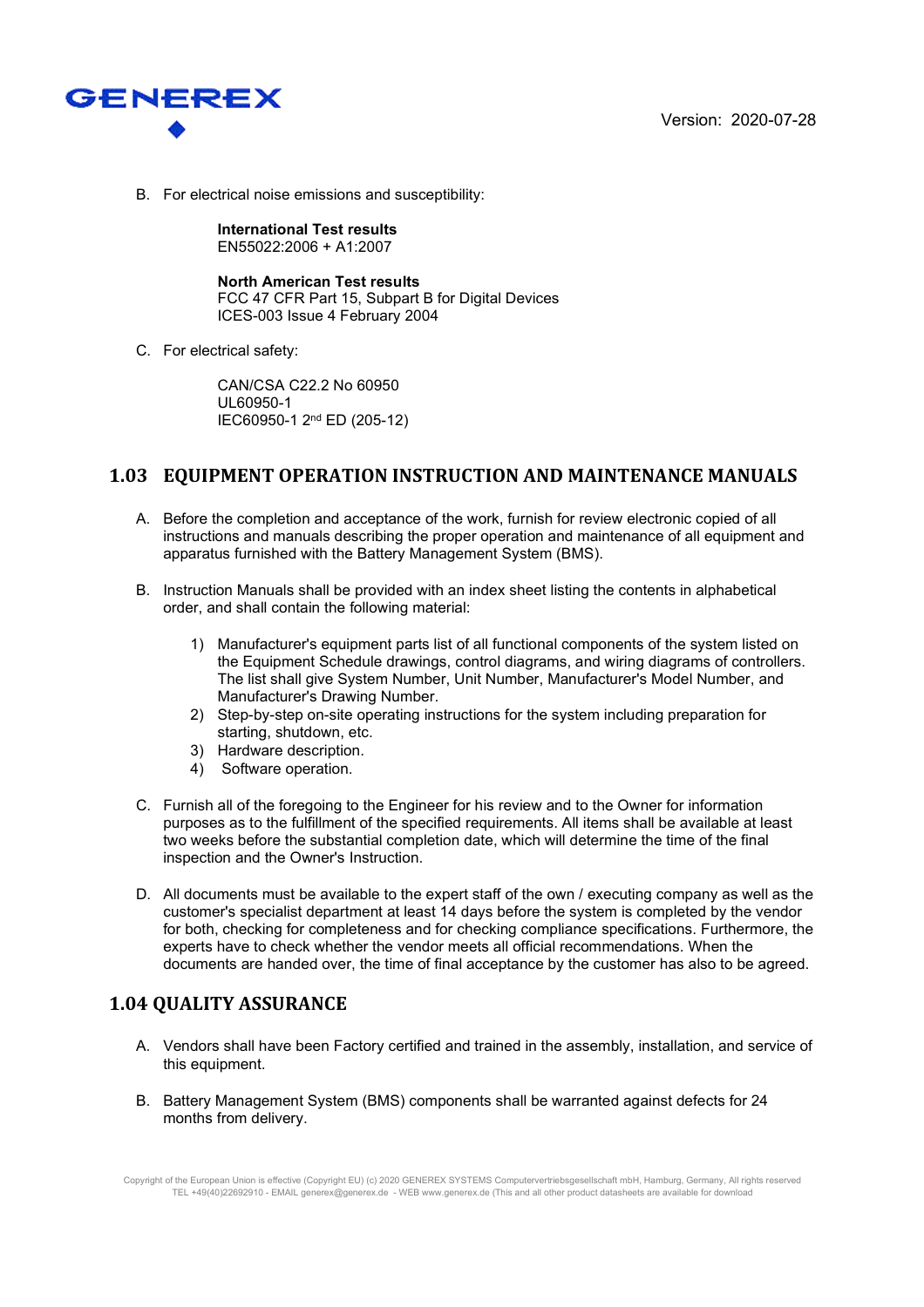B. For electrical noise emissions and susceptibility:

**International Test results**
EN55022:2006 + A1:2007

**North American Test results**
FCC 47 CFR Part 15, Subpart B for Digital Devices
ICES-003 Issue 4 February 2004

C. For electrical safety:

CAN/CSA C22.2 No 60950
UL60950-1
IEC60950-1 2nd ED (205-12)

## 1.03 EQUIPMENT OPERATION INSTRUCTION AND MAINTENANCE MANUALS

A. Before the completion and acceptance of the work, furnish for review electronic copied of all instructions and manuals describing the proper operation and maintenance of all equipment and apparatus furnished with the Battery Management System (BMS).

B. Instruction Manuals shall be provided with an index sheet listing the contents in alphabetical order, and shall contain the following material:

1) Manufacturer's equipment parts list of all functional components of the system listed on the Equipment Schedule drawings, control diagrams, and wiring diagrams of controllers. The list shall give System Number, Unit Number, Manufacturer's Model Number, and Manufacturer's Drawing Number.
2) Step-by-step on-site operating instructions for the system including preparation for starting, shutdown, etc.
3) Hardware description.
4) Software operation.

C. Furnish all of the foregoing to the Engineer for his review and to the Owner for information purposes as to the fulfillment of the specified requirements. All items shall be available at least two weeks before the substantial completion date, which will determine the time of the final inspection and the Owner's Instruction.

D. All documents must be available to the expert staff of the own / executing company as well as the customer's specialist department at least 14 days before the system is completed by the vendor for both, checking for completeness and for checking compliance specifications. Furthermore, the experts have to check whether the vendor meets all official recommendations. When the documents are handed over, the time of final acceptance by the customer has also to be agreed.

## 1.04 QUALITY ASSURANCE

A. Vendors shall have been Factory certified and trained in the assembly, installation, and service of this equipment.

B. Battery Management System (BMS) components shall be warranted against defects for 24 months from delivery.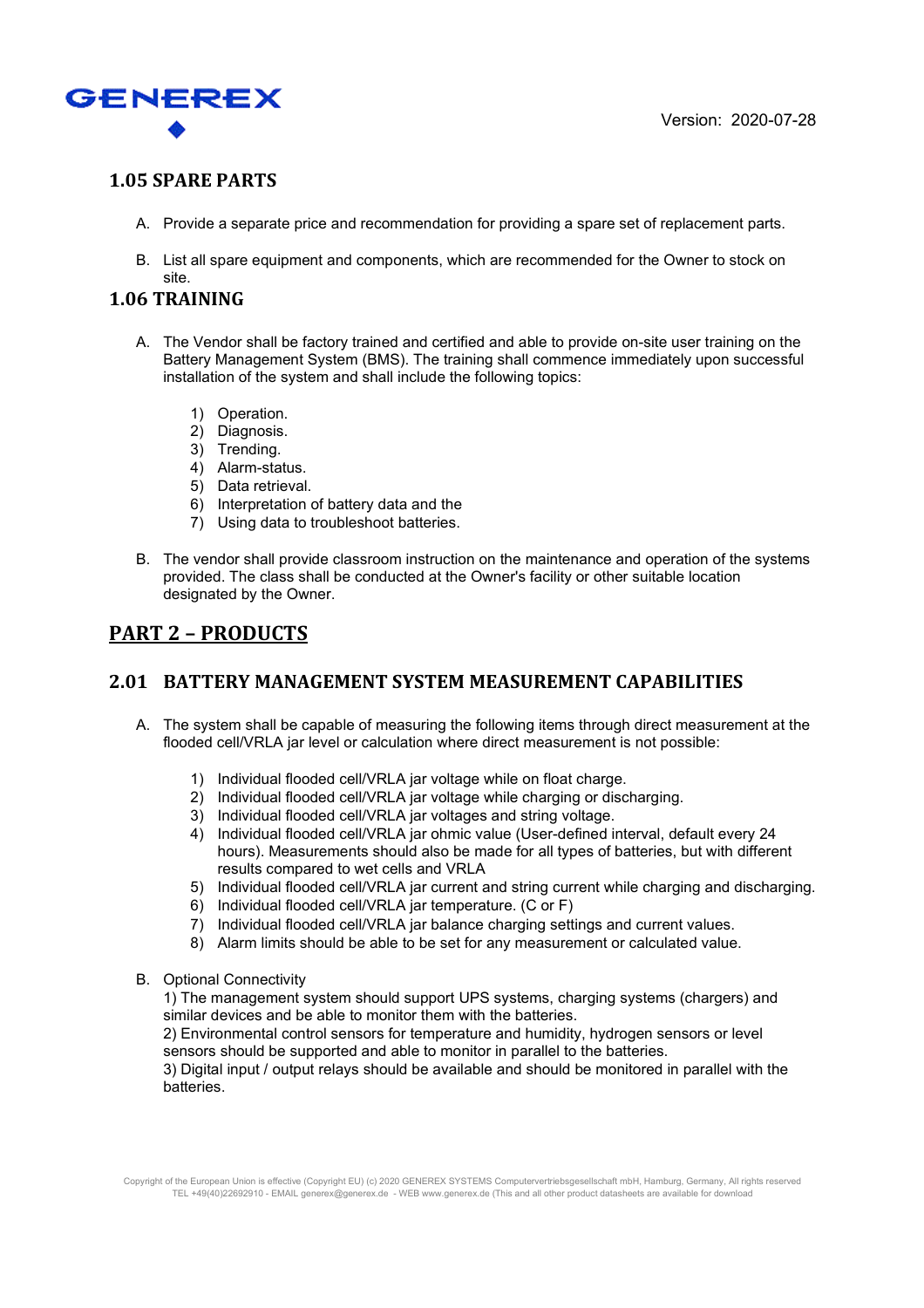## 1.05 SPARE PARTS

A. Provide a separate price and recommendation for providing a spare set of replacement parts.

B. List all spare equipment and components, which are recommended for the Owner to stock on site.

## 1.06 TRAINING

A. The Vendor shall be factory trained and certified and able to provide on-site user training on the Battery Management System (BMS). The training shall commence immediately upon successful installation of the system and shall include the following topics:

1) Operation.
2) Diagnosis.
3) Trending.
4) Alarm-status.
5) Data retrieval.
6) Interpretation of battery data and the
7) Using data to troubleshoot batteries.

B. The vendor shall provide classroom instruction on the maintenance and operation of the systems provided. The class shall be conducted at the Owner's facility or other suitable location designated by the Owner.

# PART 2 – PRODUCTS

## 2.01 BATTERY MANAGEMENT SYSTEM MEASUREMENT CAPABILITIES

A. The system shall be capable of measuring the following items through direct measurement at the flooded cell/VRLA jar level or calculation where direct measurement is not possible:

1) Individual flooded cell/VRLA jar voltage while on float charge.
2) Individual flooded cell/VRLA jar voltage while charging or discharging.
3) Individual flooded cell/VRLA jar voltages and string voltage.
4) Individual flooded cell/VRLA jar ohmic value (User-defined interval, default every 24 hours). Measurements should also be made for all types of batteries, but with different results compared to wet cells and VRLA
5) Individual flooded cell/VRLA jar current and string current while charging and discharging.
6) Individual flooded cell/VRLA jar temperature. (C or F)
7) Individual flooded cell/VRLA jar balance charging settings and current values.
8) Alarm limits should be able to be set for any measurement or calculated value.

B. Optional Connectivity
1) The management system should support UPS systems, charging systems (chargers) and similar devices and be able to monitor them with the batteries.
2) Environmental control sensors for temperature and humidity, hydrogen sensors or level sensors should be supported and able to monitor in parallel to the batteries.
3) Digital input / output relays should be available and should be monitored in parallel with the batteries.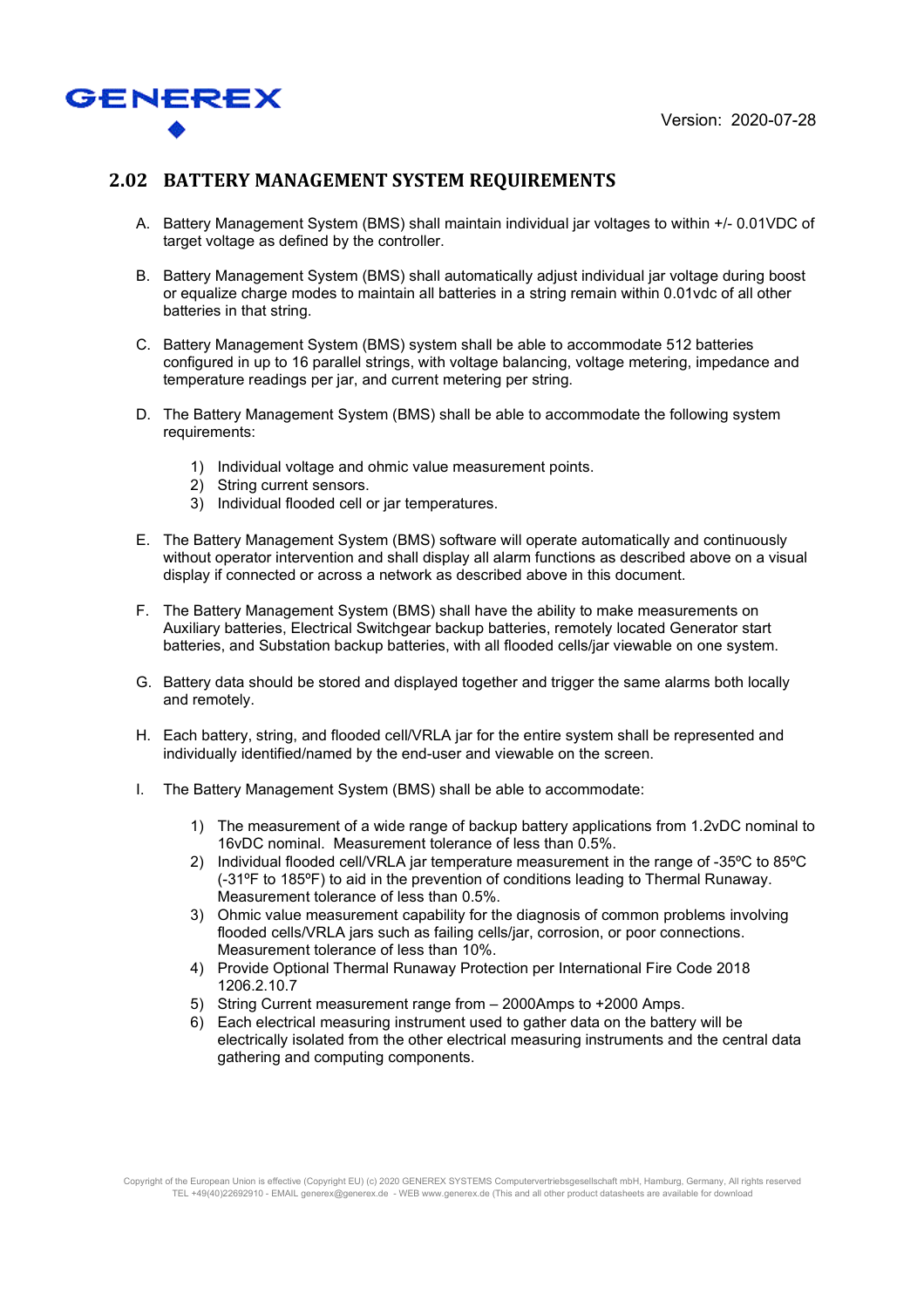## 2.02 BATTERY MANAGEMENT SYSTEM REQUIREMENTS

A. Battery Management System (BMS) shall maintain individual jar voltages to within +/- 0.01VDC of target voltage as defined by the controller.

B. Battery Management System (BMS) shall automatically adjust individual jar voltage during boost or equalize charge modes to maintain all batteries in a string remain within 0.01vdc of all other batteries in that string.

C. Battery Management System (BMS) system shall be able to accommodate 512 batteries configured in up to 16 parallel strings, with voltage balancing, voltage metering, impedance and temperature readings per jar, and current metering per string.

D. The Battery Management System (BMS) shall be able to accommodate the following system requirements:

   1) Individual voltage and ohmic value measurement points.
   2) String current sensors.
   3) Individual flooded cell or jar temperatures.

E. The Battery Management System (BMS) software will operate automatically and continuously without operator intervention and shall display all alarm functions as described above on a visual display if connected or across a network as described above in this document.

F. The Battery Management System (BMS) shall have the ability to make measurements on Auxiliary batteries, Electrical Switchgear backup batteries, remotely located Generator start batteries, and Substation backup batteries, with all flooded cells/jar viewable on one system.

G. Battery data should be stored and displayed together and trigger the same alarms both locally and remotely.

H. Each battery, string, and flooded cell/VRLA jar for the entire system shall be represented and individually identified/named by the end-user and viewable on the screen.

I. The Battery Management System (BMS) shall be able to accommodate:

   1) The measurement of a wide range of backup battery applications from 1.2vDC nominal to 16vDC nominal. Measurement tolerance of less than 0.5%.
   2) Individual flooded cell/VRLA jar temperature measurement in the range of -35ºC to 85ºC (-31ºF to 185ºF) to aid in the prevention of conditions leading to Thermal Runaway. Measurement tolerance of less than 0.5%.
   3) Ohmic value measurement capability for the diagnosis of common problems involving flooded cells/VRLA jars such as failing cells/jar, corrosion, or poor connections. Measurement tolerance of less than 10%.
   4) Provide Optional Thermal Runaway Protection per International Fire Code 2018 1206.2.10.7
   5) String Current measurement range from – 2000Amps to +2000 Amps.
   6) Each electrical measuring instrument used to gather data on the battery will be electrically isolated from the other electrical measuring instruments and the central data gathering and computing components.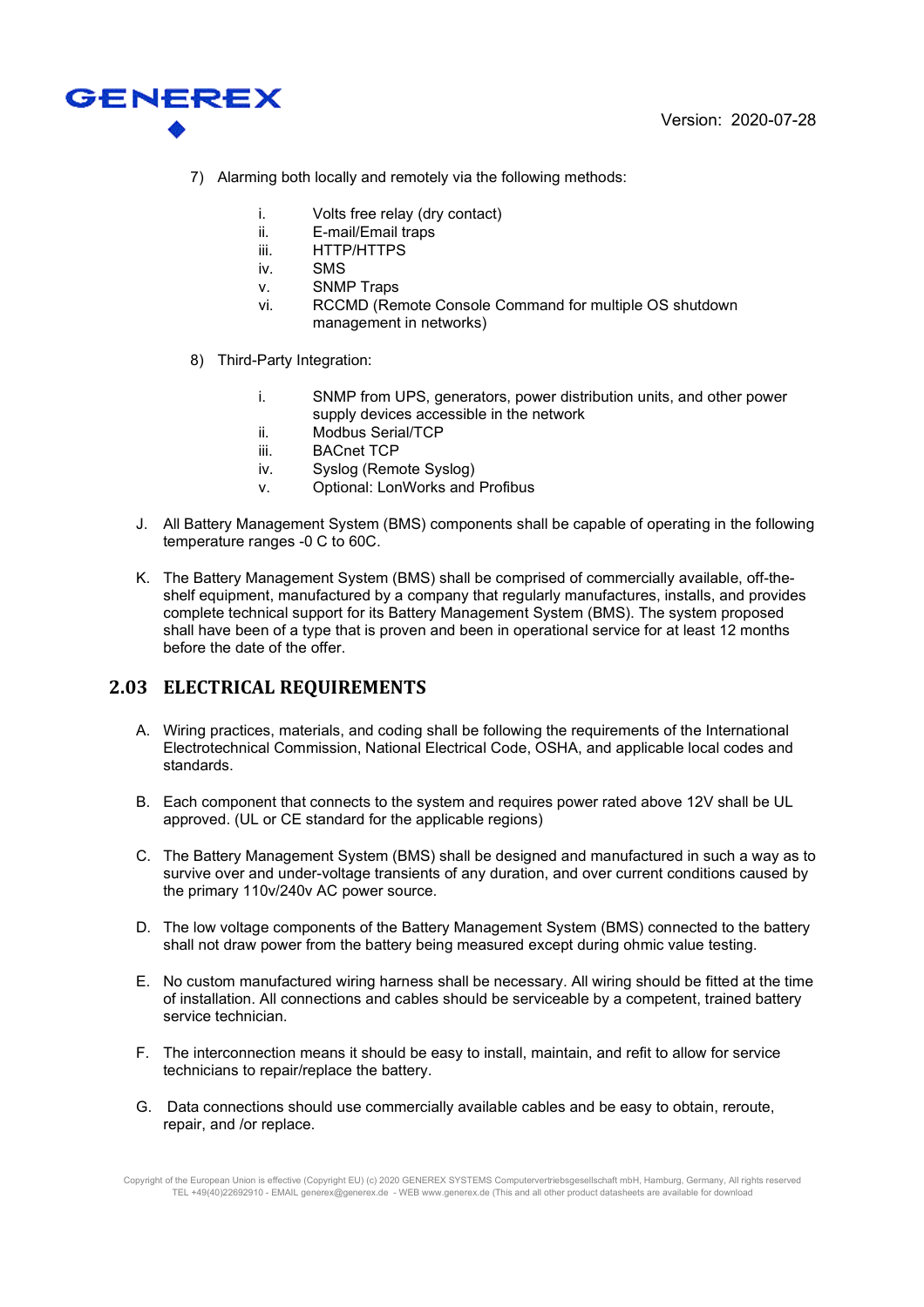7) Alarming both locally and remotely via the following methods:

   i. Volts free relay (dry contact)
   ii. E-mail/Email traps
   iii. HTTP/HTTPS
   iv. SMS
   v. SNMP Traps
   vi. RCCMD (Remote Console Command for multiple OS shutdown management in networks)

8) Third-Party Integration:

   i. SNMP from UPS, generators, power distribution units, and other power supply devices accessible in the network
   ii. Modbus Serial/TCP
   iii. BACnet TCP
   iv. Syslog (Remote Syslog)
   v. Optional: LonWorks and Profibus

J. All Battery Management System (BMS) components shall be capable of operating in the following temperature ranges -0 C to 60C.

K. The Battery Management System (BMS) shall be comprised of commercially available, off-the-shelf equipment, manufactured by a company that regularly manufactures, installs, and provides complete technical support for its Battery Management System (BMS). The system proposed shall have been of a type that is proven and been in operational service for at least 12 months before the date of the offer.

## 2.03 ELECTRICAL REQUIREMENTS

A. Wiring practices, materials, and coding shall be following the requirements of the International Electrotechnical Commission, National Electrical Code, OSHA, and applicable local codes and standards.

B. Each component that connects to the system and requires power rated above 12V shall be UL approved. (UL or CE standard for the applicable regions)

C. The Battery Management System (BMS) shall be designed and manufactured in such a way as to survive over and under-voltage transients of any duration, and over current conditions caused by the primary 110v/240v AC power source.

D. The low voltage components of the Battery Management System (BMS) connected to the battery shall not draw power from the battery being measured except during ohmic value testing.

E. No custom manufactured wiring harness shall be necessary. All wiring should be fitted at the time of installation. All connections and cables should be serviceable by a competent, trained battery service technician.

F. The interconnection means it should be easy to install, maintain, and refit to allow for service technicians to repair/replace the battery.

G. Data connections should use commercially available cables and be easy to obtain, reroute, repair, and /or replace.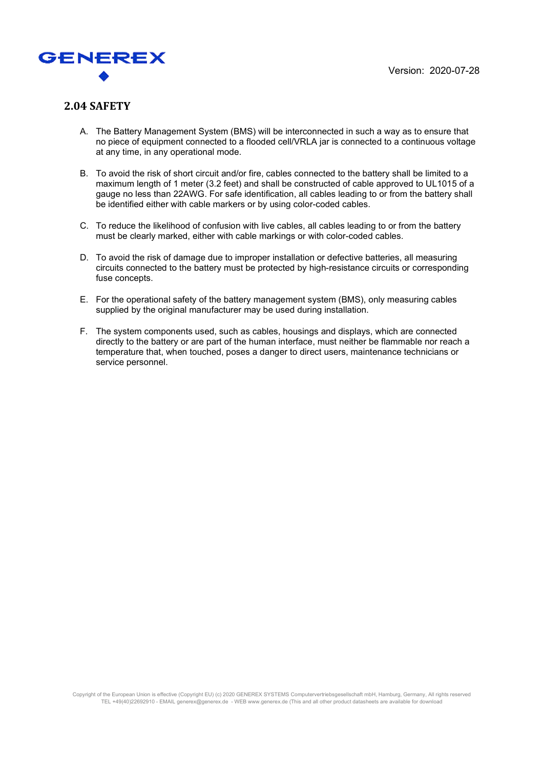## 2.04 SAFETY

A. The Battery Management System (BMS) will be interconnected in such a way as to ensure that no piece of equipment connected to a flooded cell/VRLA jar is connected to a continuous voltage at any time, in any operational mode.

B. To avoid the risk of short circuit and/or fire, cables connected to the battery shall be limited to a maximum length of 1 meter (3.2 feet) and shall be constructed of cable approved to UL1015 of a gauge no less than 22AWG. For safe identification, all cables leading to or from the battery shall be identified either with cable markers or by using color-coded cables.

C. To reduce the likelihood of confusion with live cables, all cables leading to or from the battery must be clearly marked, either with cable markings or with color-coded cables.

D. To avoid the risk of damage due to improper installation or defective batteries, all measuring circuits connected to the battery must be protected by high-resistance circuits or corresponding fuse concepts.

E. For the operational safety of the battery management system (BMS), only measuring cables supplied by the original manufacturer may be used during installation.

F. The system components used, such as cables, housings and displays, which are connected directly to the battery or are part of the human interface, must neither be flammable nor reach a temperature that, when touched, poses a danger to direct users, maintenance technicians or service personnel.